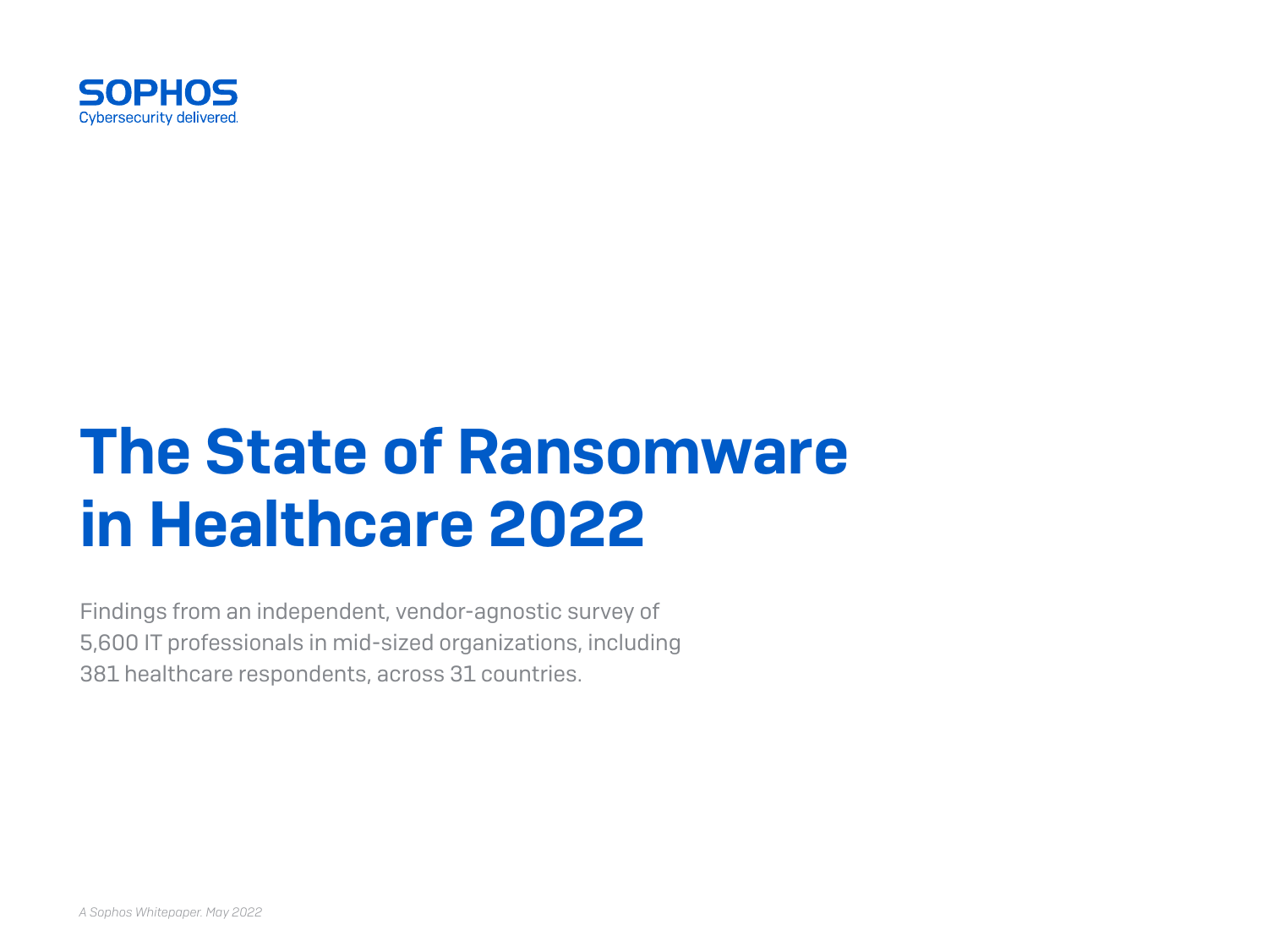SOPHOS
Cybersecurity delivered.

# The State of Ransomware in Healthcare 2022

Findings from an independent, vendor-agnostic survey of 5,600 IT professionals in mid-sized organizations, including 381 healthcare respondents, across 31 countries.

*A Sophos Whitepaper. May 2022*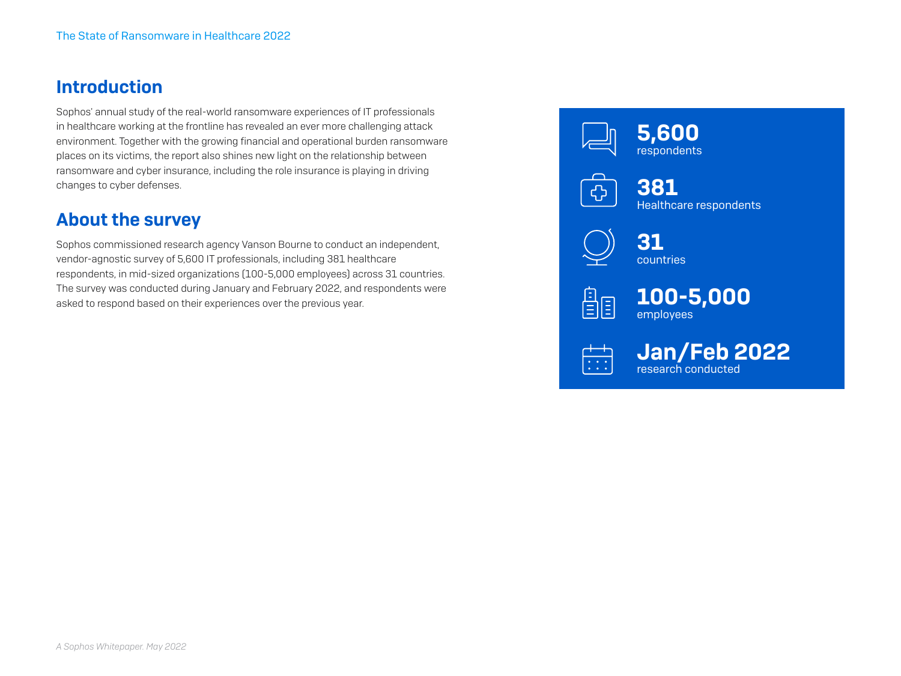## Introduction

Sophos' annual study of the real-world ransomware experiences of IT professionals in healthcare working at the frontline has revealed an ever more challenging attack environment. Together with the growing financial and operational burden ransomware places on its victims, the report also shines new light on the relationship between ransomware and cyber insurance, including the role insurance is playing in driving changes to cyber defenses.

## About the survey

Sophos commissioned research agency Vanson Bourne to conduct an independent, vendor-agnostic survey of 5,600 IT professionals, including 381 healthcare respondents, in mid-sized organizations (100-5,000 employees) across 31 countries. The survey was conducted during January and February 2022, and respondents were asked to respond based on their experiences over the previous year.

**5,600**
respondents

**381**
Healthcare respondents

**31**
countries

**100-5,000**
employees

**Jan/Feb 2022**
research conducted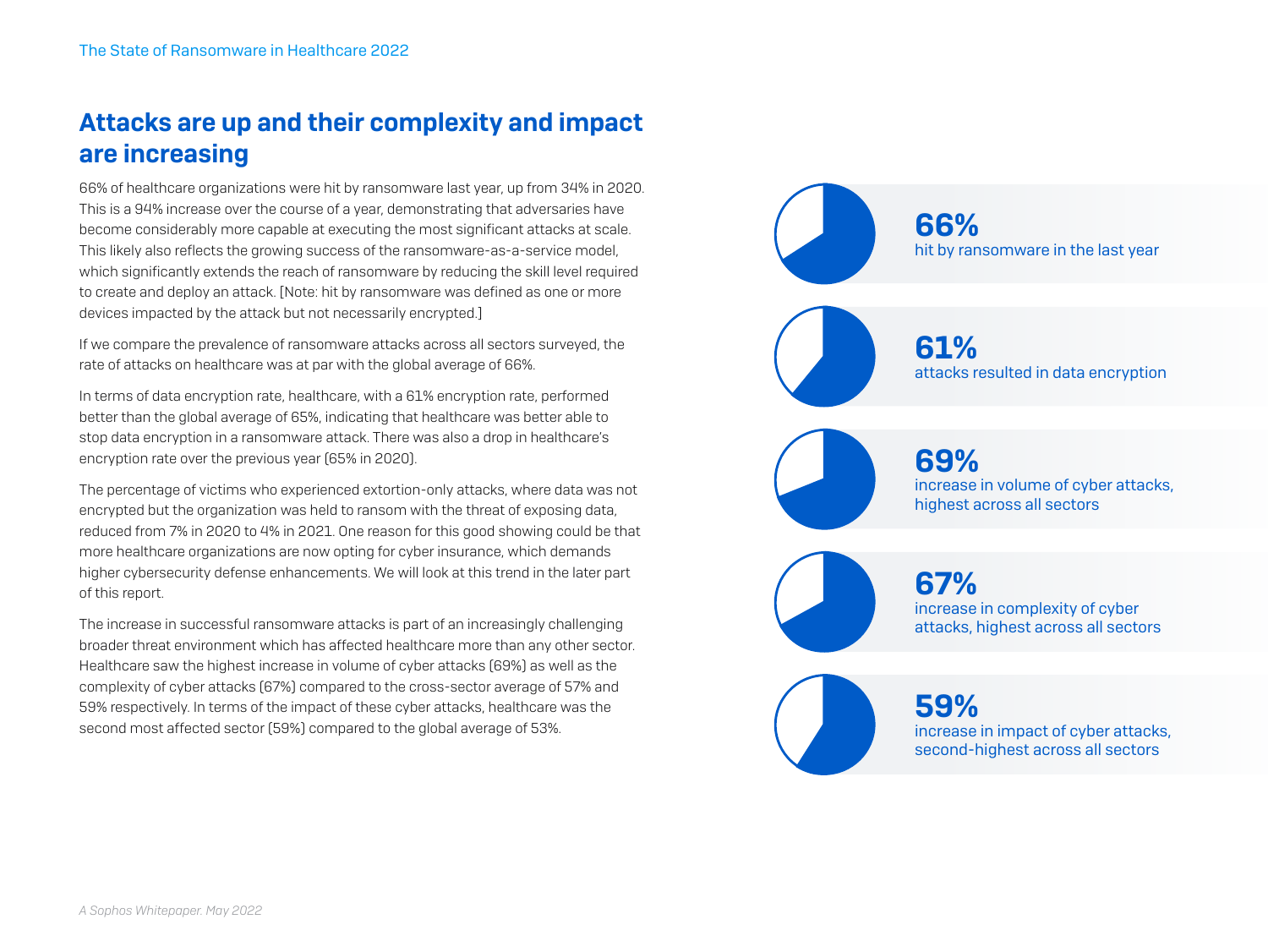## Attacks are up and their complexity and impact are increasing

66% of healthcare organizations were hit by ransomware last year, up from 34% in 2020. This is a 94% increase over the course of a year, demonstrating that adversaries have become considerably more capable at executing the most significant attacks at scale. This likely also reflects the growing success of the ransomware-as-a-service model, which significantly extends the reach of ransomware by reducing the skill level required to create and deploy an attack. [Note: hit by ransomware was defined as one or more devices impacted by the attack but not necessarily encrypted.]

If we compare the prevalence of ransomware attacks across all sectors surveyed, the rate of attacks on healthcare was at par with the global average of 66%.

In terms of data encryption rate, healthcare, with a 61% encryption rate, performed better than the global average of 65%, indicating that healthcare was better able to stop data encryption in a ransomware attack. There was also a drop in healthcare's encryption rate over the previous year (65% in 2020).

The percentage of victims who experienced extortion-only attacks, where data was not encrypted but the organization was held to ransom with the threat of exposing data, reduced from 7% in 2020 to 4% in 2021. One reason for this good showing could be that more healthcare organizations are now opting for cyber insurance, which demands higher cybersecurity defense enhancements. We will look at this trend in the later part of this report.

The increase in successful ransomware attacks is part of an increasingly challenging broader threat environment which has affected healthcare more than any other sector. Healthcare saw the highest increase in volume of cyber attacks (69%) as well as the complexity of cyber attacks (67%) compared to the cross-sector average of 57% and 59% respectively. In terms of the impact of these cyber attacks, healthcare was the second most affected sector (59%) compared to the global average of 53%.

**66%**
hit by ransomware in the last year

**61%**
attacks resulted in data encryption

**69%**
increase in volume of cyber attacks, highest across all sectors

**67%**
increase in complexity of cyber attacks, highest across all sectors

**59%**
increase in impact of cyber attacks, second-highest across all sectors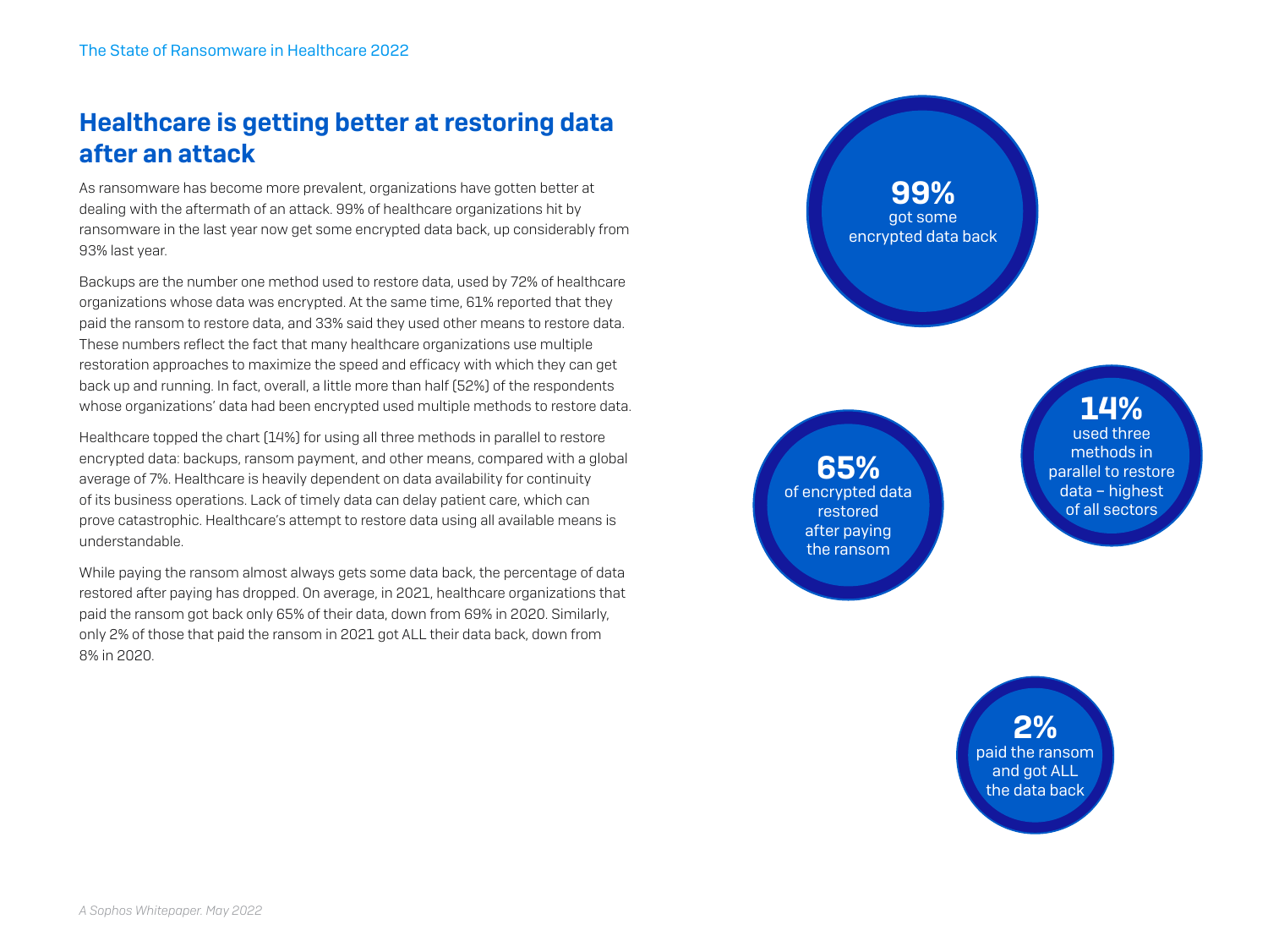## Healthcare is getting better at restoring data after an attack

As ransomware has become more prevalent, organizations have gotten better at dealing with the aftermath of an attack. 99% of healthcare organizations hit by ransomware in the last year now get some encrypted data back, up considerably from 93% last year.

Backups are the number one method used to restore data, used by 72% of healthcare organizations whose data was encrypted. At the same time, 61% reported that they paid the ransom to restore data, and 33% said they used other means to restore data. These numbers reflect the fact that many healthcare organizations use multiple restoration approaches to maximize the speed and efficacy with which they can get back up and running. In fact, overall, a little more than half (52%) of the respondents whose organizations' data had been encrypted used multiple methods to restore data.

Healthcare topped the chart (14%) for using all three methods in parallel to restore encrypted data: backups, ransom payment, and other means, compared with a global average of 7%. Healthcare is heavily dependent on data availability for continuity of its business operations. Lack of timely data can delay patient care, which can prove catastrophic. Healthcare's attempt to restore data using all available means is understandable.

While paying the ransom almost always gets some data back, the percentage of data restored after paying has dropped. On average, in 2021, healthcare organizations that paid the ransom got back only 65% of their data, down from 69% in 2020. Similarly, only 2% of those that paid the ransom in 2021 got ALL their data back, down from 8% in 2020.

**99%** got some encrypted data back

**65%** of encrypted data restored after paying the ransom

**14%** used three methods in parallel to restore data – highest of all sectors

**2%** paid the ransom and got ALL the data back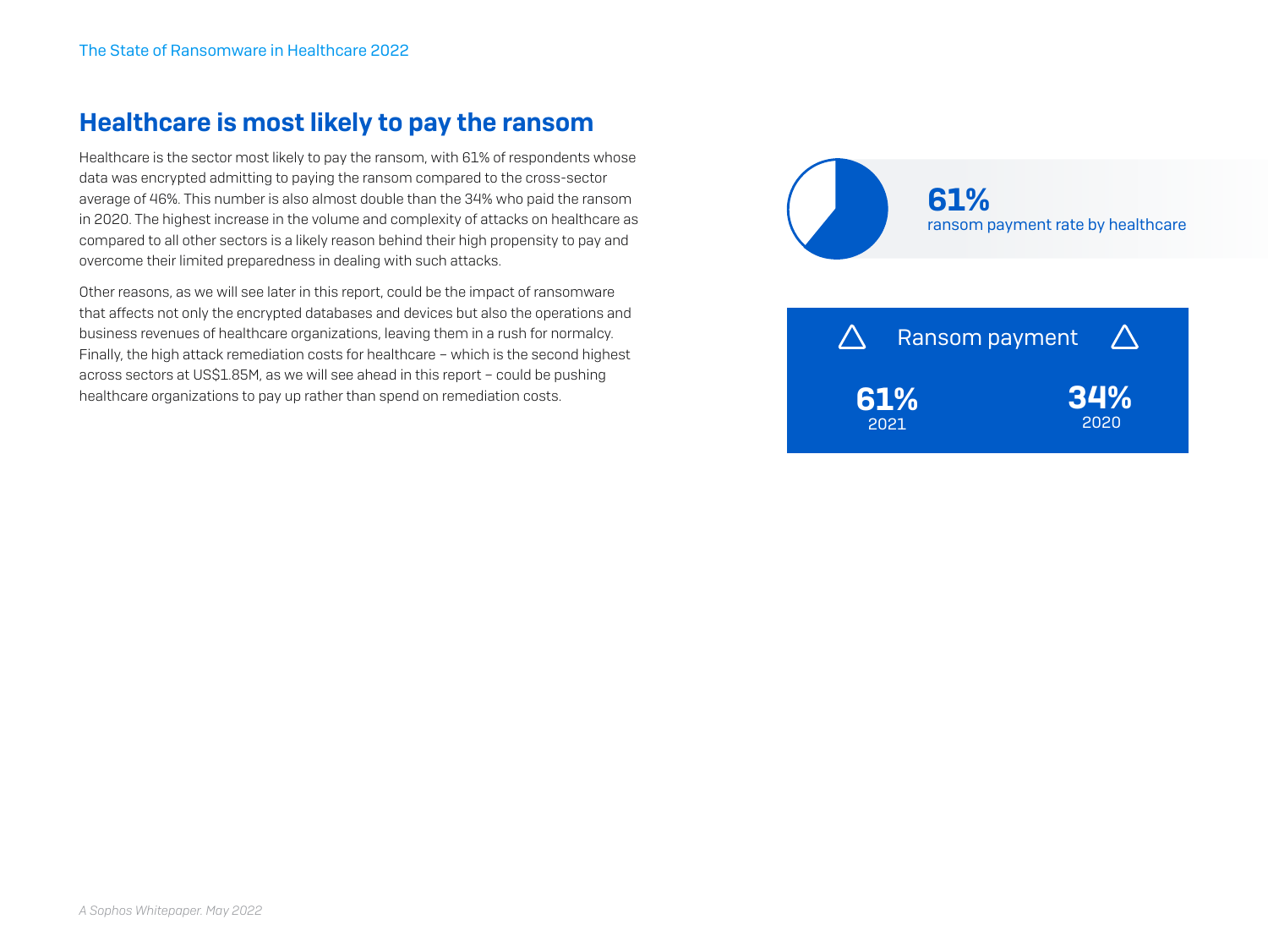## Healthcare is most likely to pay the ransom

Healthcare is the sector most likely to pay the ransom, with 61% of respondents whose data was encrypted admitting to paying the ransom compared to the cross-sector average of 46%. This number is also almost double than the 34% who paid the ransom in 2020. The highest increase in the volume and complexity of attacks on healthcare as compared to all other sectors is a likely reason behind their high propensity to pay and overcome their limited preparedness in dealing with such attacks.

Other reasons, as we will see later in this report, could be the impact of ransomware that affects not only the encrypted databases and devices but also the operations and business revenues of healthcare organizations, leaving them in a rush for normalcy. Finally, the high attack remediation costs for healthcare – which is the second highest across sectors at US$1.85M, as we will see ahead in this report – could be pushing healthcare organizations to pay up rather than spend on remediation costs.

**61%**
ransom payment rate by healthcare

| Ransom payment | |
|---|---|
| **61%** 2021 | **34%** 2020 |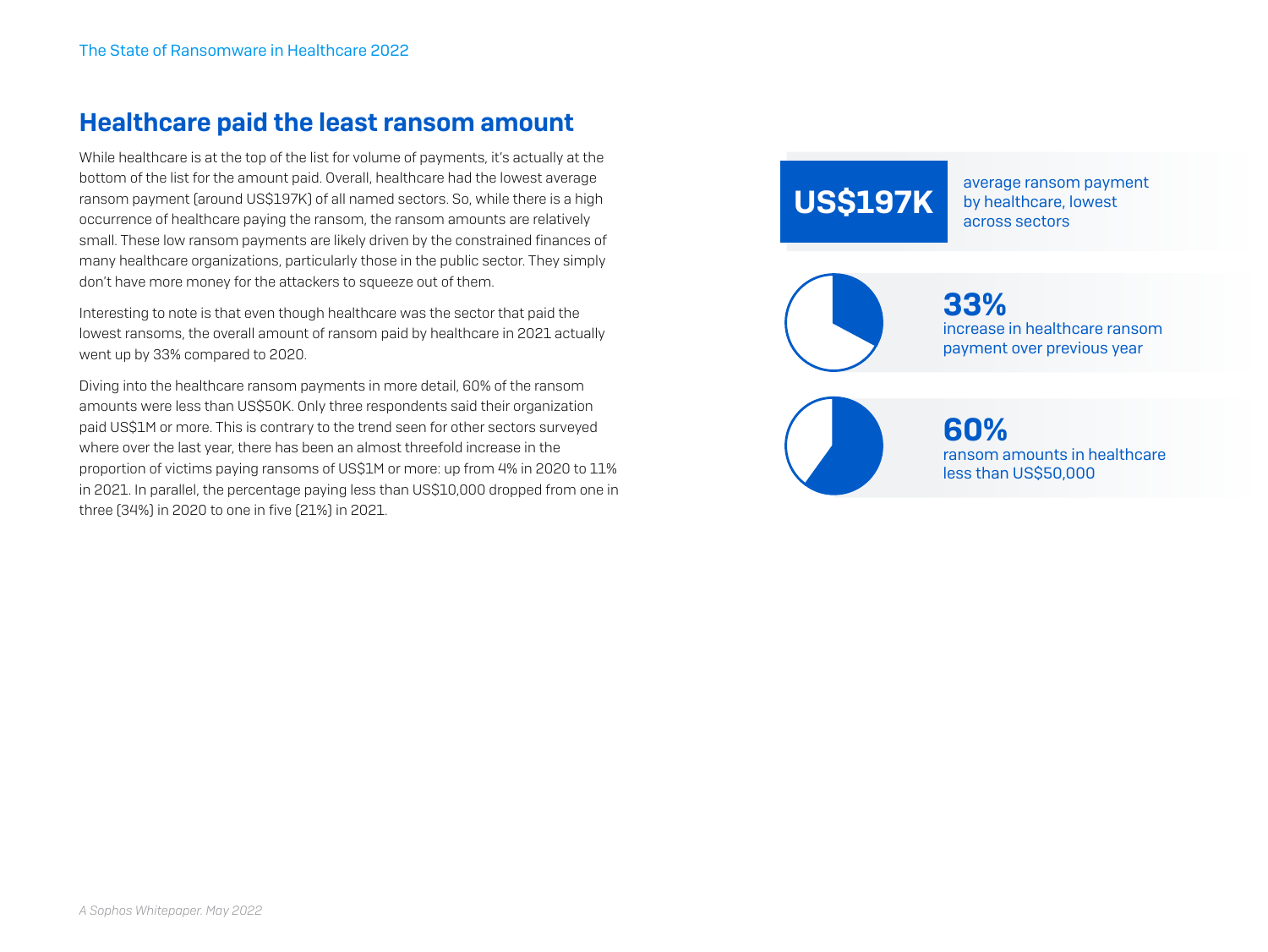## Healthcare paid the least ransom amount

While healthcare is at the top of the list for volume of payments, it's actually at the bottom of the list for the amount paid. Overall, healthcare had the lowest average ransom payment (around US$197K) of all named sectors. So, while there is a high occurrence of healthcare paying the ransom, the ransom amounts are relatively small. These low ransom payments are likely driven by the constrained finances of many healthcare organizations, particularly those in the public sector. They simply don't have more money for the attackers to squeeze out of them.

Interesting to note is that even though healthcare was the sector that paid the lowest ransoms, the overall amount of ransom paid by healthcare in 2021 actually went up by 33% compared to 2020.

Diving into the healthcare ransom payments in more detail, 60% of the ransom amounts were less than US$50K. Only three respondents said their organization paid US$1M or more. This is contrary to the trend seen for other sectors surveyed where over the last year, there has been an almost threefold increase in the proportion of victims paying ransoms of US$1M or more: up from 4% in 2020 to 11% in 2021. In parallel, the percentage paying less than US$10,000 dropped from one in three (34%) in 2020 to one in five (21%) in 2021.

**US$197K** average ransom payment by healthcare, lowest across sectors

**33%** increase in healthcare ransom payment over previous year

**60%** ransom amounts in healthcare less than US$50,000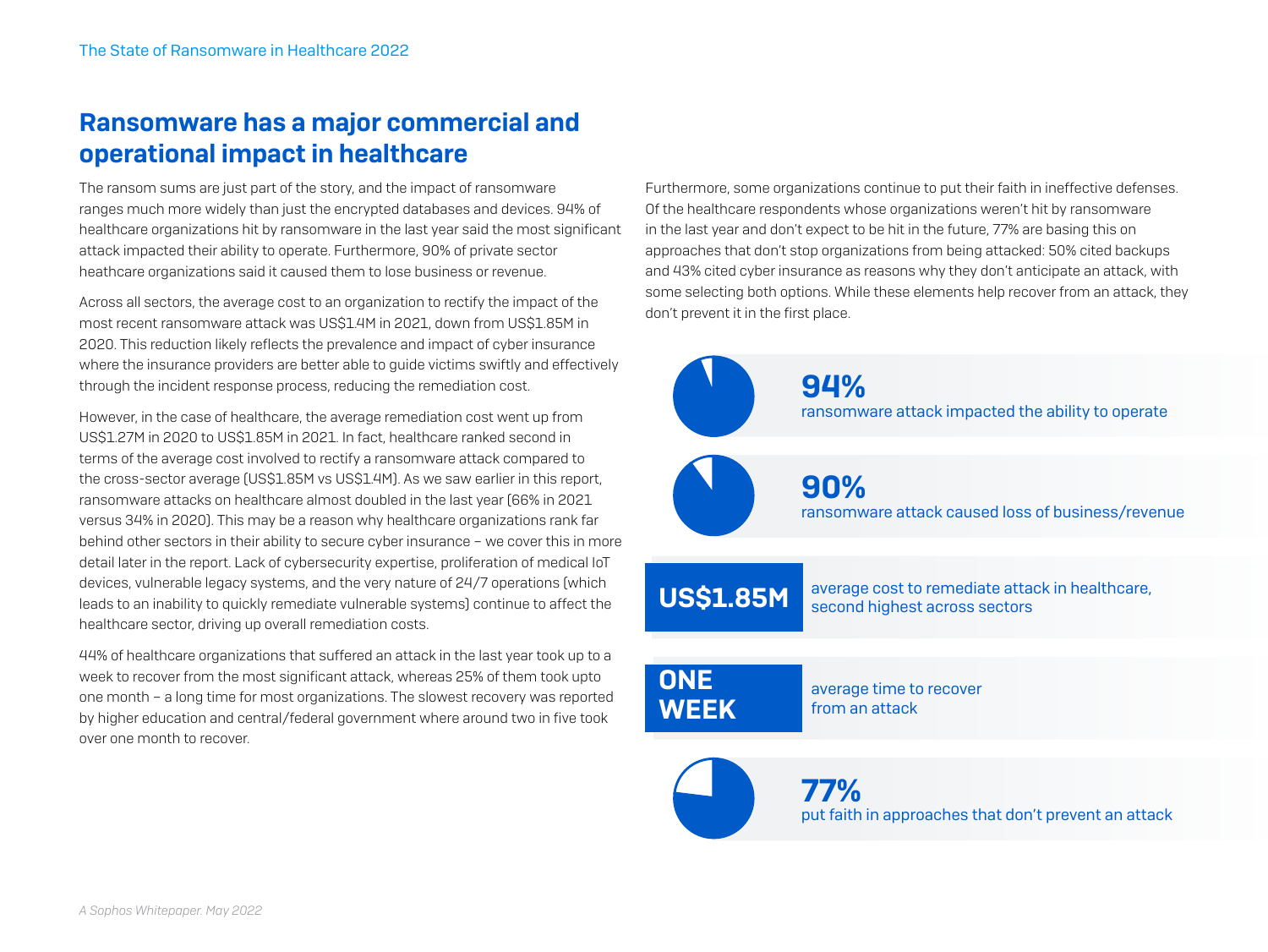## Ransomware has a major commercial and operational impact in healthcare

The ransom sums are just part of the story, and the impact of ransomware ranges much more widely than just the encrypted databases and devices. 94% of healthcare organizations hit by ransomware in the last year said the most significant attack impacted their ability to operate. Furthermore, 90% of private sector heathcare organizations said it caused them to lose business or revenue.

Across all sectors, the average cost to an organization to rectify the impact of the most recent ransomware attack was US$1.4M in 2021, down from US$1.85M in 2020. This reduction likely reflects the prevalence and impact of cyber insurance where the insurance providers are better able to guide victims swiftly and effectively through the incident response process, reducing the remediation cost.

However, in the case of healthcare, the average remediation cost went up from US$1.27M in 2020 to US$1.85M in 2021. In fact, healthcare ranked second in terms of the average cost involved to rectify a ransomware attack compared to the cross-sector average (US$1.85M vs US$1.4M). As we saw earlier in this report, ransomware attacks on healthcare almost doubled in the last year (66% in 2021 versus 34% in 2020). This may be a reason why healthcare organizations rank far behind other sectors in their ability to secure cyber insurance – we cover this in more detail later in the report. Lack of cybersecurity expertise, proliferation of medical IoT devices, vulnerable legacy systems, and the very nature of 24/7 operations (which leads to an inability to quickly remediate vulnerable systems) continue to affect the healthcare sector, driving up overall remediation costs.

44% of healthcare organizations that suffered an attack in the last year took up to a week to recover from the most significant attack, whereas 25% of them took upto one month – a long time for most organizations. The slowest recovery was reported by higher education and central/federal government where around two in five took over one month to recover.

Furthermore, some organizations continue to put their faith in ineffective defenses. Of the healthcare respondents whose organizations weren't hit by ransomware in the last year and don't expect to be hit in the future, 77% are basing this on approaches that don't stop organizations from being attacked: 50% cited backups and 43% cited cyber insurance as reasons why they don't anticipate an attack, with some selecting both options. While these elements help recover from an attack, they don't prevent it in the first place.

**94%**
ransomware attack impacted the ability to operate

**90%**
ransomware attack caused loss of business/revenue

**US$1.85M**
average cost to remediate attack in healthcare, second highest across sectors

**ONE WEEK**
average time to recover from an attack

**77%**
put faith in approaches that don't prevent an attack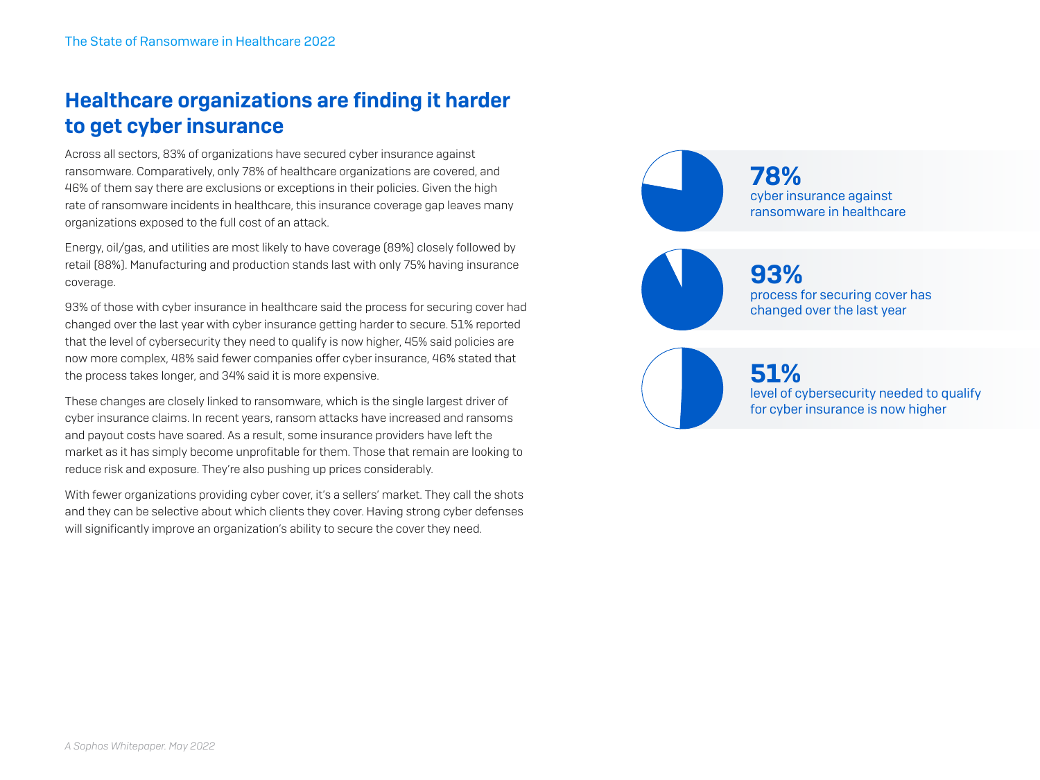## Healthcare organizations are finding it harder to get cyber insurance

Across all sectors, 83% of organizations have secured cyber insurance against ransomware. Comparatively, only 78% of healthcare organizations are covered, and 46% of them say there are exclusions or exceptions in their policies. Given the high rate of ransomware incidents in healthcare, this insurance coverage gap leaves many organizations exposed to the full cost of an attack.

Energy, oil/gas, and utilities are most likely to have coverage (89%) closely followed by retail (88%). Manufacturing and production stands last with only 75% having insurance coverage.

93% of those with cyber insurance in healthcare said the process for securing cover had changed over the last year with cyber insurance getting harder to secure. 51% reported that the level of cybersecurity they need to qualify is now higher, 45% said policies are now more complex, 48% said fewer companies offer cyber insurance, 46% stated that the process takes longer, and 34% said it is more expensive.

These changes are closely linked to ransomware, which is the single largest driver of cyber insurance claims. In recent years, ransom attacks have increased and ransoms and payout costs have soared. As a result, some insurance providers have left the market as it has simply become unprofitable for them. Those that remain are looking to reduce risk and exposure. They're also pushing up prices considerably.

With fewer organizations providing cyber cover, it's a sellers' market. They call the shots and they can be selective about which clients they cover. Having strong cyber defenses will significantly improve an organization's ability to secure the cover they need.

**78%**
cyber insurance against ransomware in healthcare

**93%**
process for securing cover has changed over the last year

**51%**
level of cybersecurity needed to qualify for cyber insurance is now higher

*A Sophos Whitepaper. May 2022*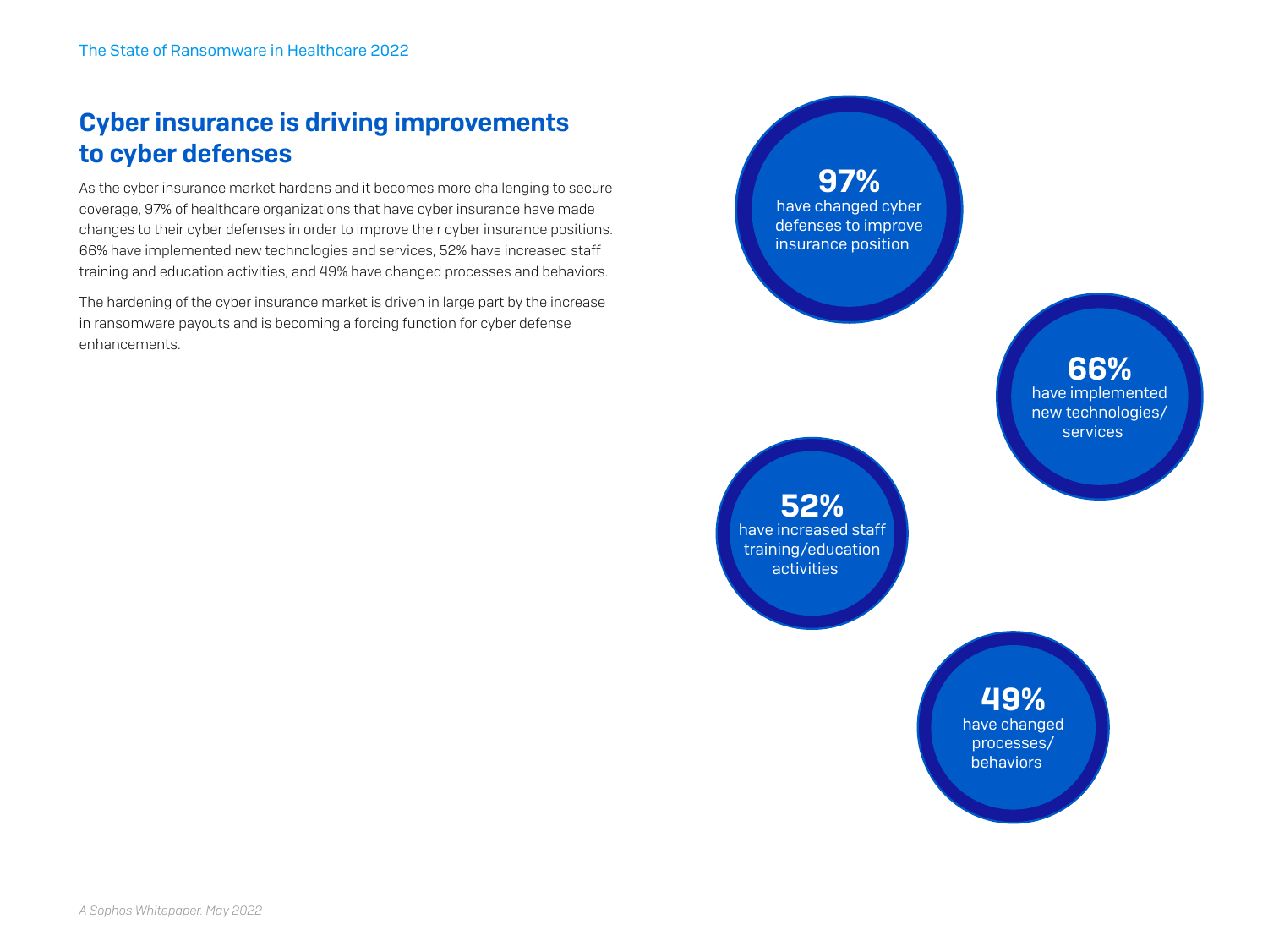## Cyber insurance is driving improvements to cyber defenses

As the cyber insurance market hardens and it becomes more challenging to secure coverage, 97% of healthcare organizations that have cyber insurance have made changes to their cyber defenses in order to improve their cyber insurance positions. 66% have implemented new technologies and services, 52% have increased staff training and education activities, and 49% have changed processes and behaviors.

The hardening of the cyber insurance market is driven in large part by the increase in ransomware payouts and is becoming a forcing function for cyber defense enhancements.

**97%** have changed cyber defenses to improve insurance position

**66%** have implemented new technologies/ services

**52%** have increased staff training/education activities

**49%** have changed processes/ behaviors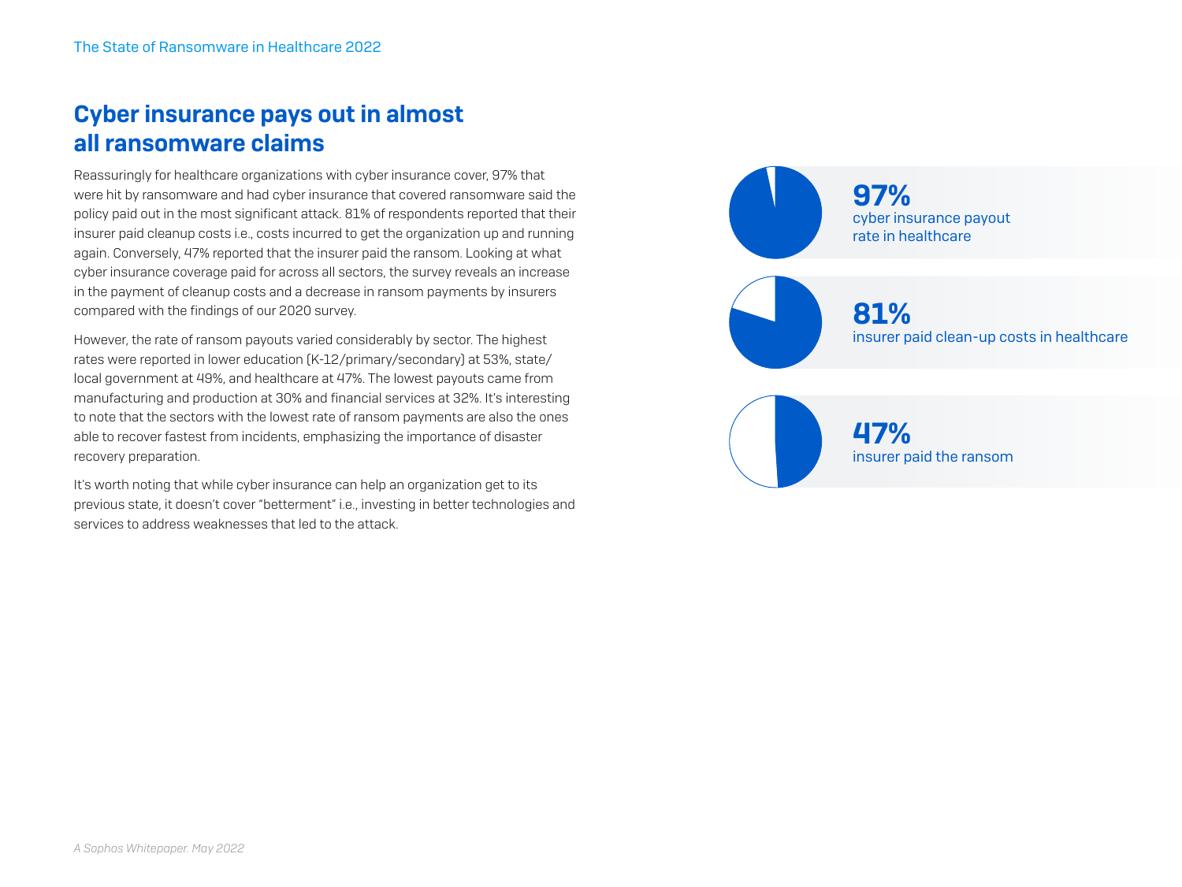## Cyber insurance pays out in almost all ransomware claims

Reassuringly for healthcare organizations with cyber insurance cover, 97% that were hit by ransomware and had cyber insurance that covered ransomware said the policy paid out in the most significant attack. 81% of respondents reported that their insurer paid cleanup costs i.e., costs incurred to get the organization up and running again. Conversely, 47% reported that the insurer paid the ransom. Looking at what cyber insurance coverage paid for across all sectors, the survey reveals an increase in the payment of cleanup costs and a decrease in ransom payments by insurers compared with the findings of our 2020 survey.

However, the rate of ransom payouts varied considerably by sector. The highest rates were reported in lower education (K-12/primary/secondary) at 53%, state/local government at 49%, and healthcare at 47%. The lowest payouts came from manufacturing and production at 30% and financial services at 32%. It's interesting to note that the sectors with the lowest rate of ransom payments are also the ones able to recover fastest from incidents, emphasizing the importance of disaster recovery preparation.

It's worth noting that while cyber insurance can help an organization get to its previous state, it doesn't cover "betterment" i.e., investing in better technologies and services to address weaknesses that led to the attack.

**97%**
cyber insurance payout rate in healthcare

**81%**
insurer paid clean-up costs in healthcare

**47%**
insurer paid the ransom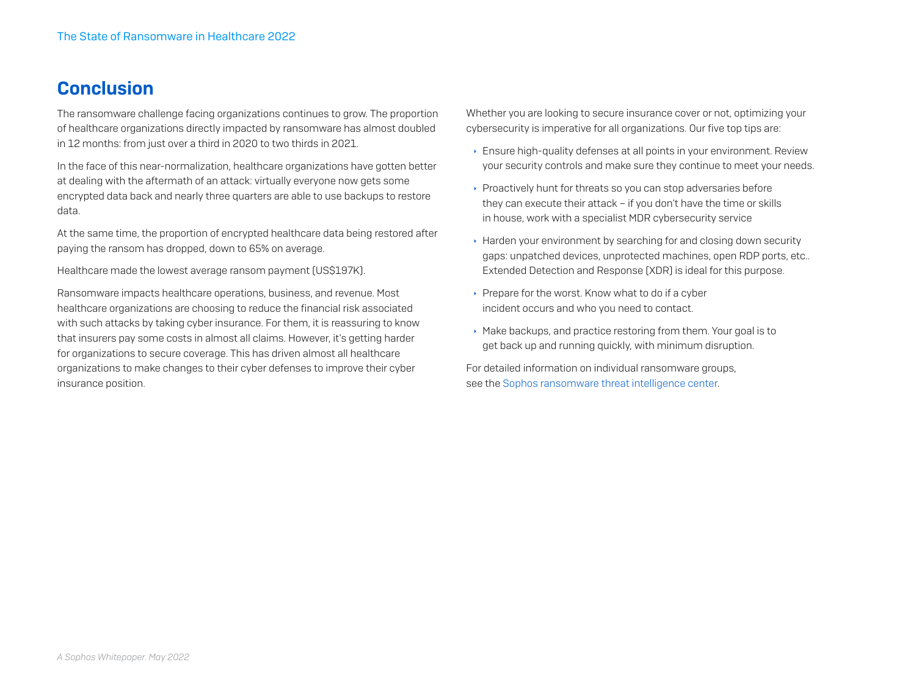## Conclusion

The ransomware challenge facing organizations continues to grow. The proportion of healthcare organizations directly impacted by ransomware has almost doubled in 12 months: from just over a third in 2020 to two thirds in 2021.

In the face of this near-normalization, healthcare organizations have gotten better at dealing with the aftermath of an attack: virtually everyone now gets some encrypted data back and nearly three quarters are able to use backups to restore data.

At the same time, the proportion of encrypted healthcare data being restored after paying the ransom has dropped, down to 65% on average.

Healthcare made the lowest average ransom payment (US$197K).

Ransomware impacts healthcare operations, business, and revenue. Most healthcare organizations are choosing to reduce the financial risk associated with such attacks by taking cyber insurance. For them, it is reassuring to know that insurers pay some costs in almost all claims. However, it's getting harder for organizations to secure coverage. This has driven almost all healthcare organizations to make changes to their cyber defenses to improve their cyber insurance position.

Whether you are looking to secure insurance cover or not, optimizing your cybersecurity is imperative for all organizations. Our five top tips are:

- Ensure high-quality defenses at all points in your environment. Review your security controls and make sure they continue to meet your needs.
- Proactively hunt for threats so you can stop adversaries before they can execute their attack – if you don't have the time or skills in house, work with a specialist MDR cybersecurity service
- Harden your environment by searching for and closing down security gaps: unpatched devices, unprotected machines, open RDP ports, etc.. Extended Detection and Response (XDR) is ideal for this purpose.
- Prepare for the worst. Know what to do if a cyber incident occurs and who you need to contact.
- Make backups, and practice restoring from them. Your goal is to get back up and running quickly, with minimum disruption.

For detailed information on individual ransomware groups, see the Sophos ransomware threat intelligence center.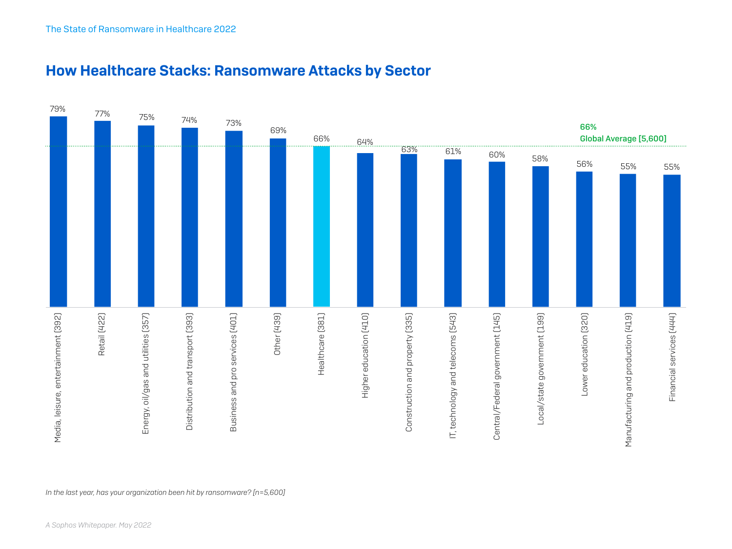## How Healthcare Stacks: Ransomware Attacks by Sector

| Sector | % hit by ransomware |
|---|---|
| Media, leisure, entertainment [392] | 79% |
| Retail [422] | 77% |
| Energy, oil/gas and utilities [357] | 75% |
| Distribution and transport [393] | 74% |
| Business and pro services [401] | 73% |
| Other [439] | 69% |
| Healthcare [381] | 66% |
| Higher education [410] | 64% |
| Construction and property [335] | 63% |
| IT, technology and telecoms [543] | 61% |
| Central/Federal government [145] | 60% |
| Local/state government [199] | 58% |
| Lower education [320] | 56% |
| Manufacturing and production [419] | 55% |
| Financial services [444] | 55% |

66% Global Average [5,600]

*In the last year, has your organization been hit by ransomware? [n=5,600]*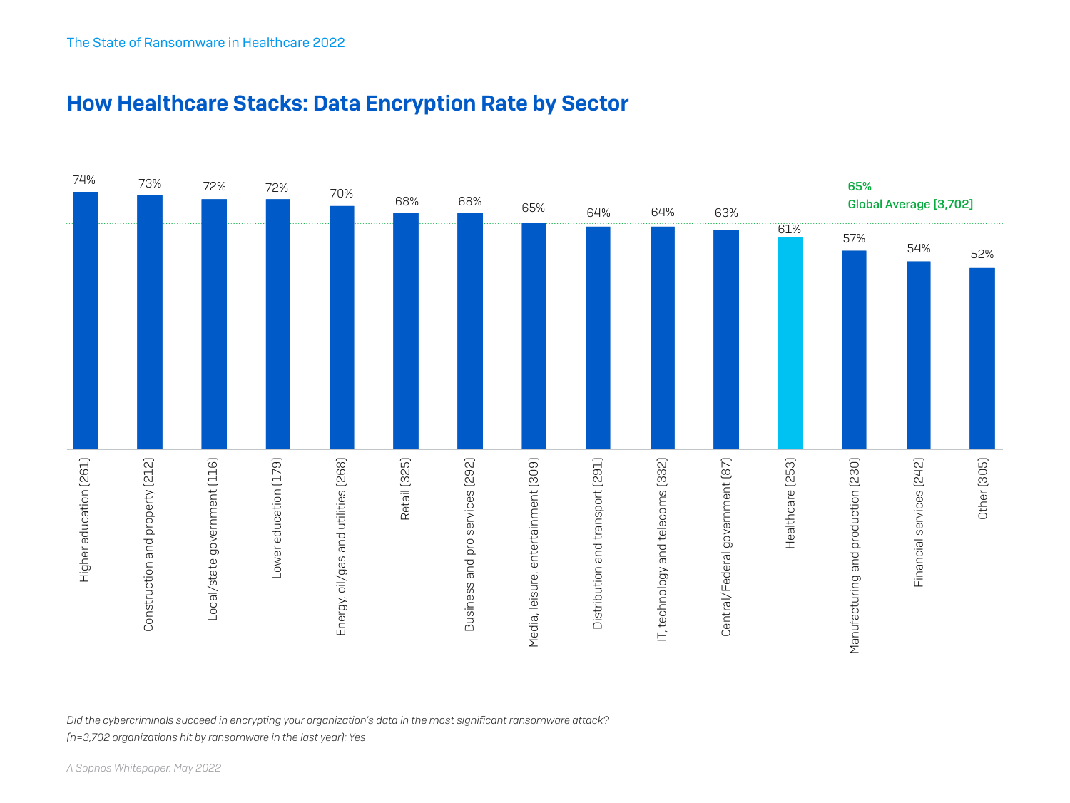## How Healthcare Stacks: Data Encryption Rate by Sector

| Sector | Data encryption rate |
|---|---|
| Higher education [261] | 74% |
| Construction and property [212] | 73% |
| Local/state government [116] | 72% |
| Lower education [179] | 72% |
| Energy, oil/gas and utilities [268] | 70% |
| Retail [325] | 68% |
| Business and pro services [292] | 68% |
| Media, leisure, entertainment [309] | 65% |
| Distribution and transport [291] | 64% |
| IT, technology and telecoms [332] | 64% |
| Central/Federal government [87] | 63% |
| Healthcare [253] | 61% |
| Manufacturing and production [230] | 57% |
| Financial services [242] | 54% |
| Other [305] | 52% |

65% Global Average [3,702]

*Did the cybercriminals succeed in encrypting your organization's data in the most significant ransomware attack? (n=3,702 organizations hit by ransomware in the last year): Yes*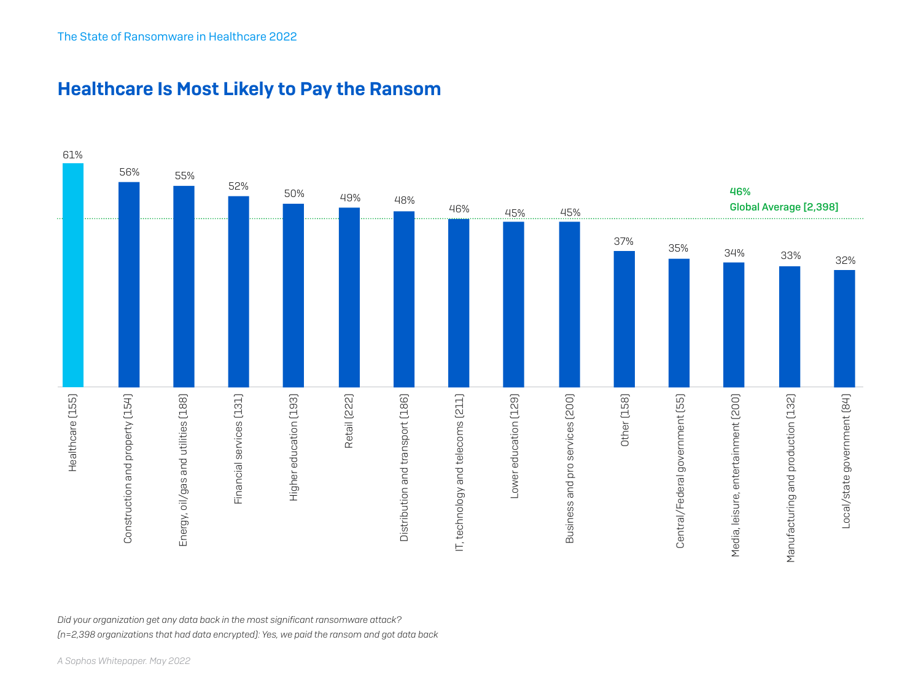## Healthcare Is Most Likely to Pay the Ransom

| Sector | % |
|---|---|
| Healthcare [155] | 61% |
| Construction and property [154] | 56% |
| Energy, oil/gas and utilities [188] | 55% |
| Financial services [131] | 52% |
| Higher education [193] | 50% |
| Retail [222] | 49% |
| Distribution and transport [186] | 48% |
| IT, technology and telecoms [211] | 46% |
| Lower education [129] | 45% |
| Business and pro services [200] | 45% |
| Other [158] | 37% |
| Central/Federal government [55] | 35% |
| Media, leisure, entertainment [200] | 34% |
| Manufacturing and production [132] | 33% |
| Local/state government [84] | 32% |

46% Global Average [2,398]

*Did your organization get any data back in the most significant ransomware attack?*
*(n=2,398 organizations that had data encrypted): Yes, we paid the ransom and got data back*

*A Sophos Whitepaper. May 2022*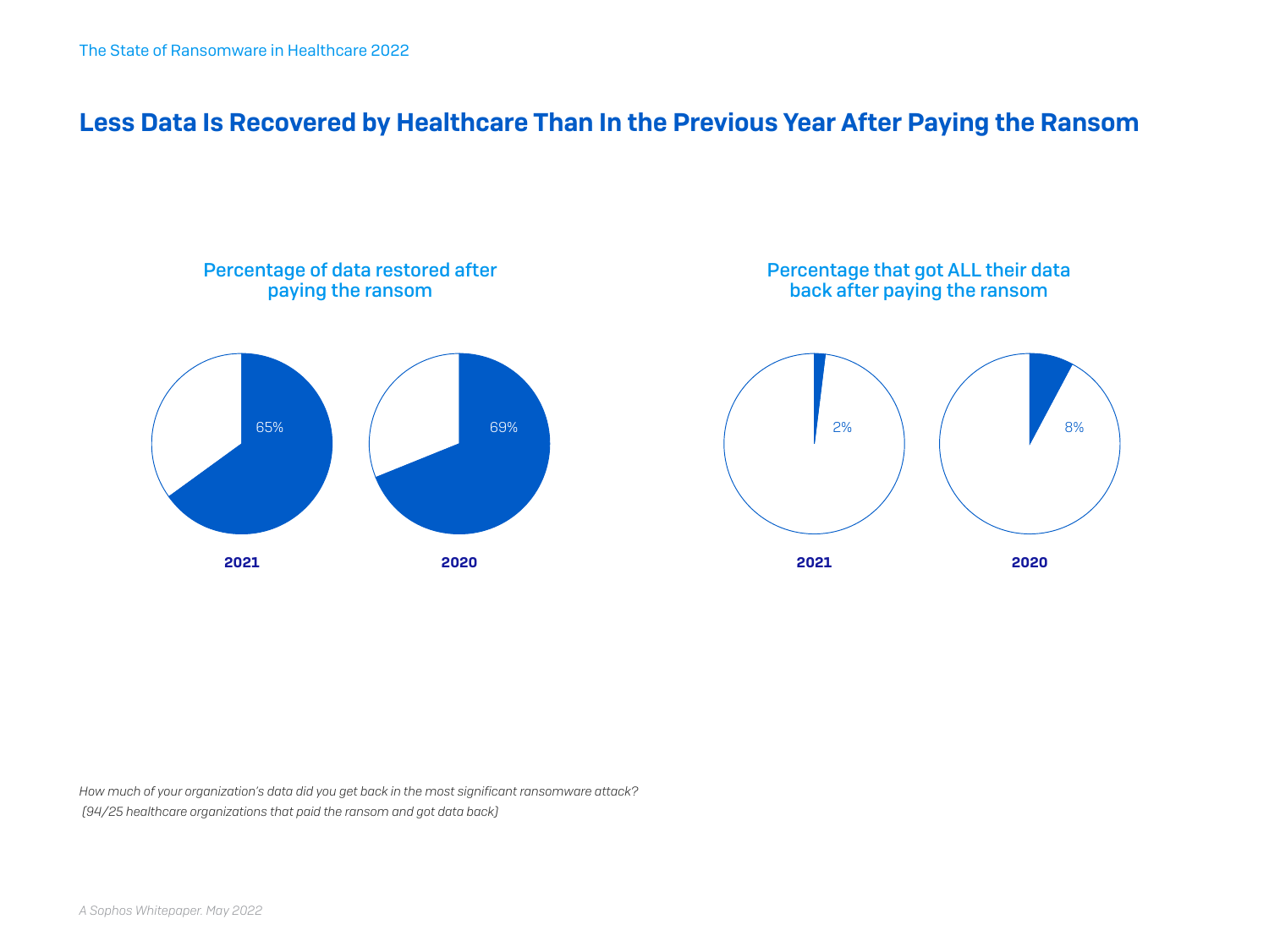# Less Data Is Recovered by Healthcare Than In the Previous Year After Paying the Ransom

### Percentage of data restored after paying the ransom

65%

**2021**

69%

**2020**

### Percentage that got ALL their data back after paying the ransom

2%

**2021**

8%

**2020**

*How much of your organization's data did you get back in the most significant ransomware attack?*
*(94/25 healthcare organizations that paid the ransom and got data back)*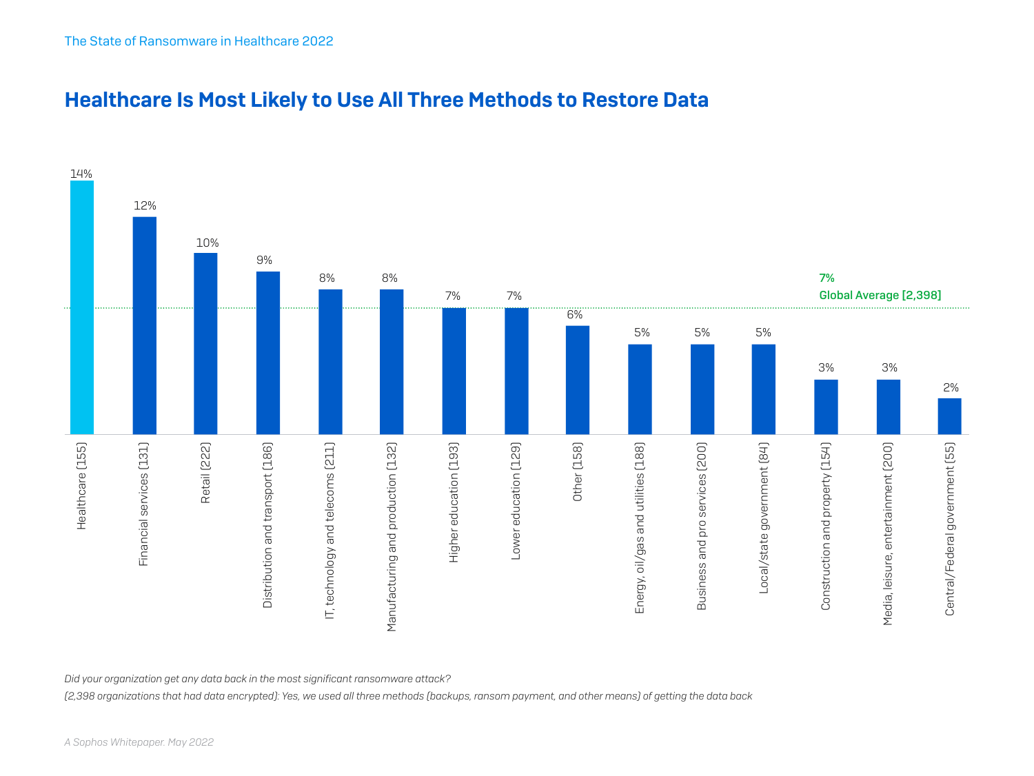## Healthcare Is Most Likely to Use All Three Methods to Restore Data

| Sector | Percentage |
|---|---|
| Healthcare [155] | 14% |
| Financial services [131] | 12% |
| Retail [222] | 10% |
| Distribution and transport [186] | 9% |
| IT, technology and telecoms [211] | 8% |
| Manufacturing and production [132] | 8% |
| Higher education [193] | 7% |
| Lower education [129] | 7% |
| Other [158] | 6% |
| Energy, oil/gas and utilities [188] | 5% |
| Business and pro services [200] | 5% |
| Local/state government [84] | 5% |
| Construction and property [154] | 3% |
| Media, leisure, entertainment [200] | 3% |
| Central/Federal government [55] | 2% |

7% Global Average [2,398]

*Did your organization get any data back in the most significant ransomware attack?*

*(2,398 organizations that had data encrypted): Yes, we used all three methods (backups, ransom payment, and other means) of getting the data back*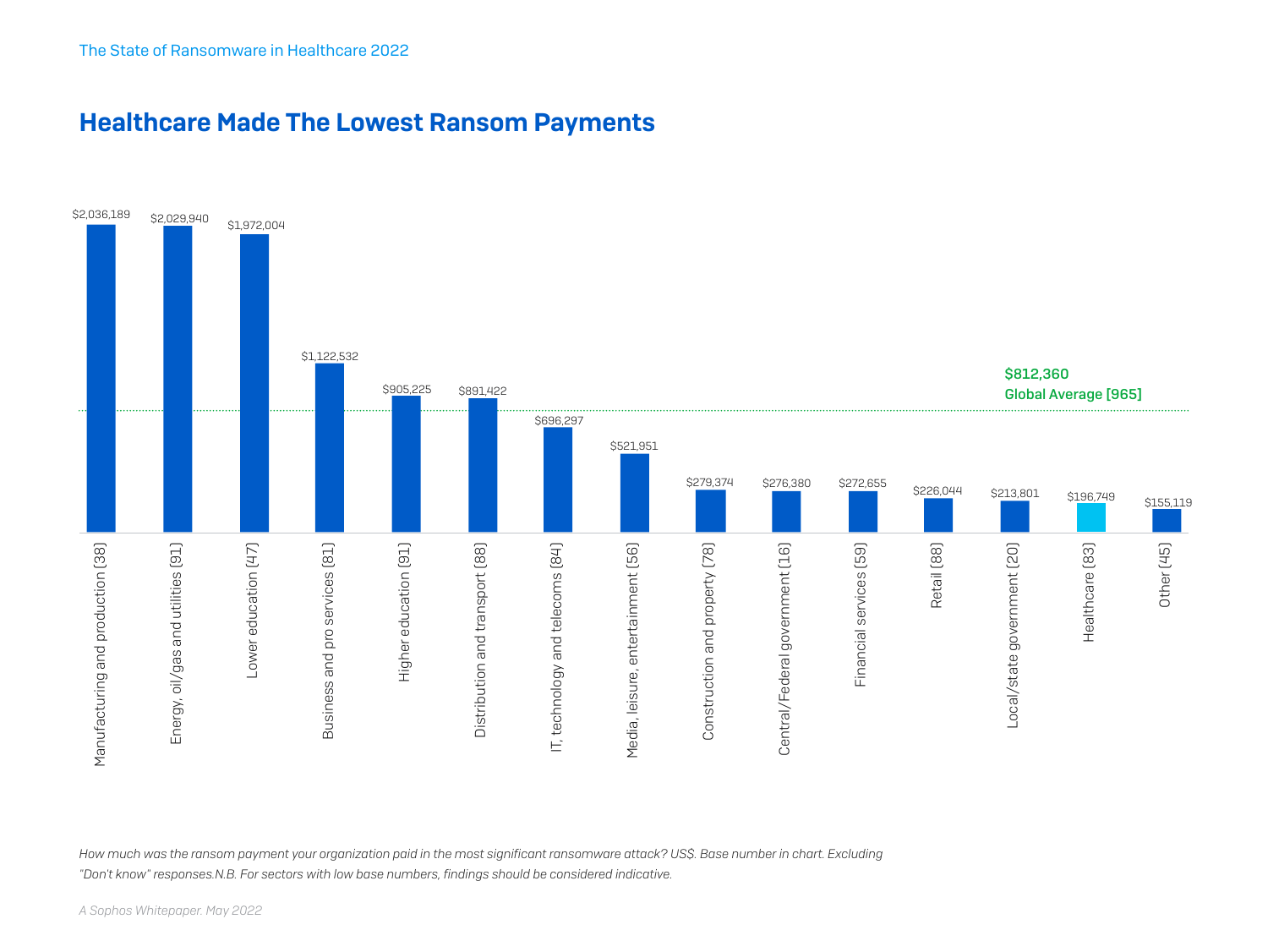## Healthcare Made The Lowest Ransom Payments

| Sector | Ransom payment (US$) |
| --- | --- |
| Manufacturing and production [38] | $2,036,189 |
| Energy, oil/gas and utilities [91] | $2,029,940 |
| Lower education [47] | $1,972,004 |
| Business and pro services [81] | $1,122,532 |
| Higher education [91] | $905,225 |
| Distribution and transport [88] | $891,422 |
| IT, technology and telecoms [84] | $696,297 |
| Media, leisure, entertainment [56] | $521,951 |
| Construction and property [78] | $279,374 |
| Central/Federal government [16] | $276,380 |
| Financial services [59] | $272,655 |
| Retail [88] | $226,044 |
| Local/state government [20] | $213,801 |
| Healthcare [83] | $196,749 |
| Other [45] | $155,119 |

**$812,360**
**Global Average [965]**

*How much was the ransom payment your organization paid in the most significant ransomware attack? US$. Base number in chart. Excluding "Don't know" responses.N.B. For sectors with low base numbers, findings should be considered indicative.*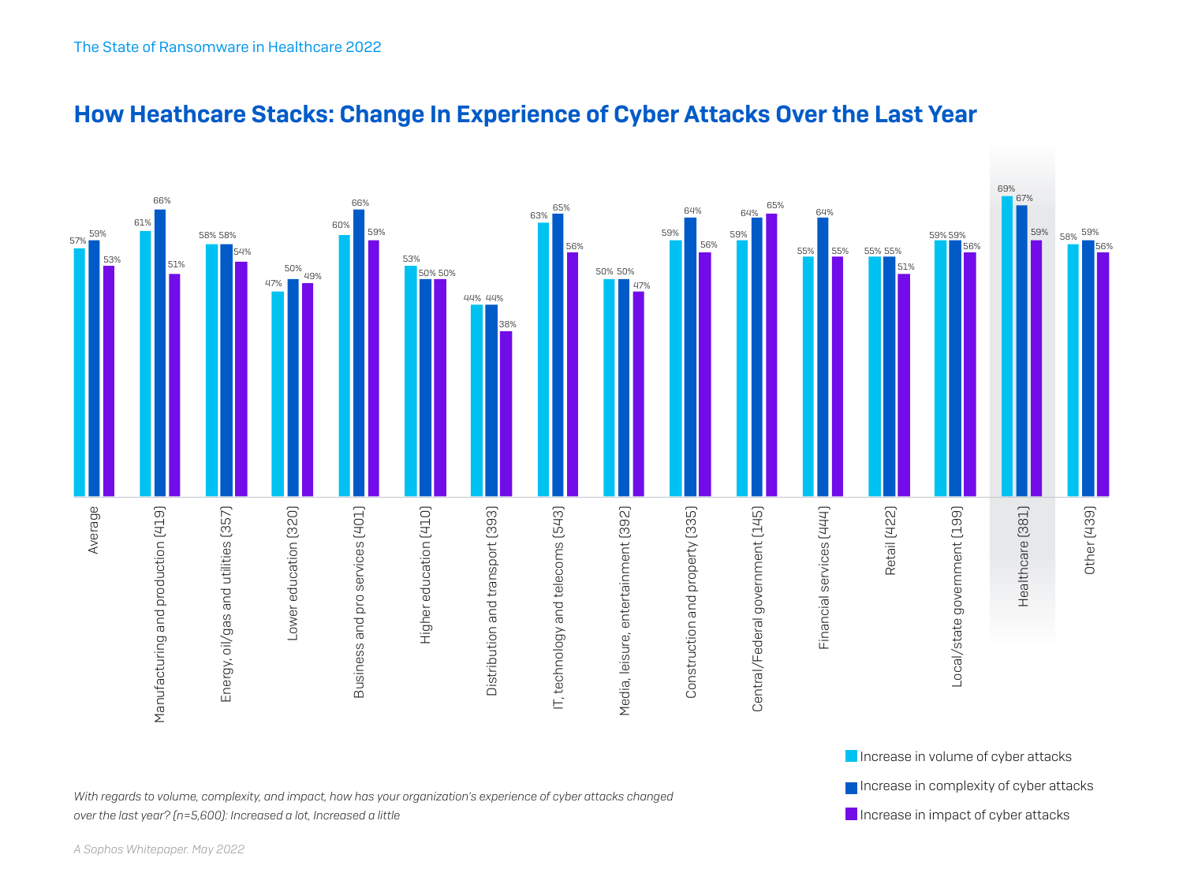## How Heathcare Stacks: Change In Experience of Cyber Attacks Over the Last Year

| | Increase in volume of cyber attacks | Increase in complexity of cyber attacks | Increase in impact of cyber attacks |
|---|---|---|---|
| Average | 57% | 59% | 53% |
| Manufacturing and production (419) | 61% | 66% | 51% |
| Energy, oil/gas and utilities (357) | 58% | 58% | 54% |
| Lower education (320) | 47% | 50% | 49% |
| Business and pro services (401) | 60% | 66% | 59% |
| Higher education (410) | 53% | 50% | 50% |
| Distribution and transport (393) | 44% | 44% | 38% |
| IT, technology and telecoms (543) | 63% | 65% | 56% |
| Media, leisure, entertainment (392) | 50% | 50% | 47% |
| Construction and property (335) | 59% | 64% | 56% |
| Central/Federal government (145) | 59% | 64% | 65% |
| Financial services (444) | 55% | 64% | 55% |
| Retail (422) | 55% | 55% | 51% |
| Local/state government (199) | 59% | 59% | 56% |
| Healthcare (381) | 69% | 67% | 59% |
| Other (439) | 58% | 59% | 56% |

*With regards to volume, complexity, and impact, how has your organization's experience of cyber attacks changed over the last year? (n=5,600): Increased a lot, Increased a little*

*A Sophos Whitepaper. May 2022*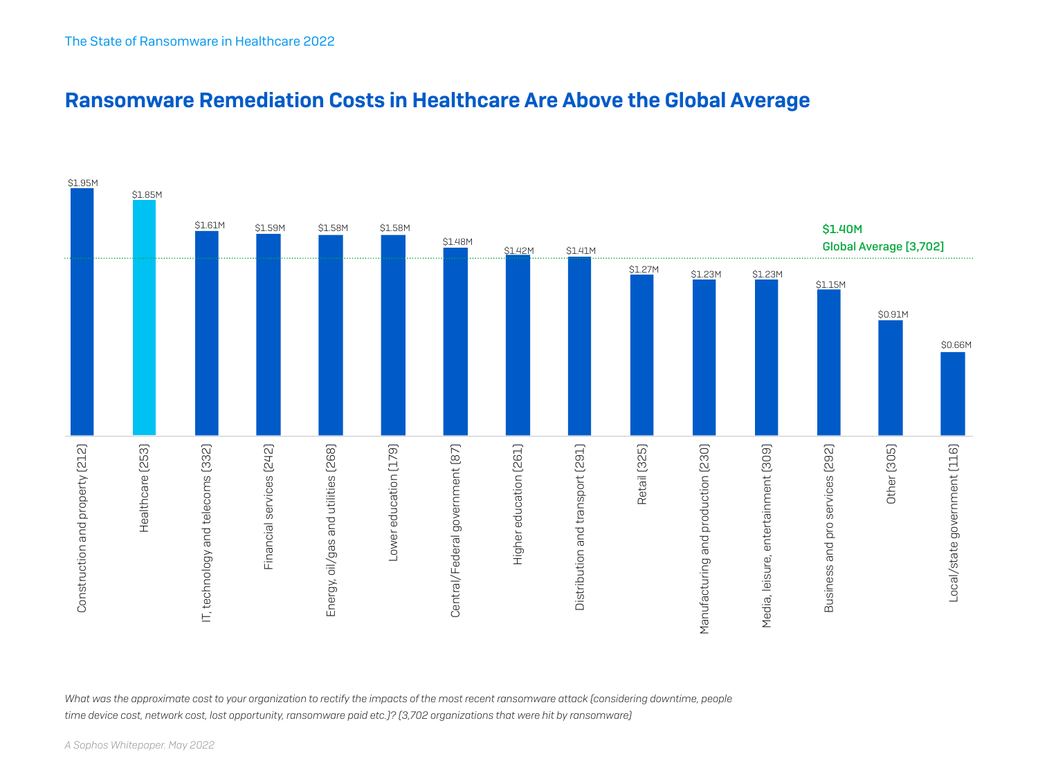## Ransomware Remediation Costs in Healthcare Are Above the Global Average

| Sector | Cost |
|---|---|
| Construction and property [212] | $1.95M |
| Healthcare [253] | $1.85M |
| IT, technology and telecoms [332] | $1.61M |
| Financial services [242] | $1.59M |
| Energy, oil/gas and utilities [268] | $1.58M |
| Lower education [179] | $1.58M |
| Central/Federal government [87] | $1.48M |
| Higher education [261] | $1.42M |
| Distribution and transport [291] | $1.41M |
| Retail [325] | $1.27M |
| Manufacturing and production [230] | $1.23M |
| Media, leisure, entertainment [309] | $1.23M |
| Business and pro services [292] | $1.15M |
| Other [305] | $0.91M |
| Local/state government [116] | $0.66M |

$1.40M Global Average [3,702]

*What was the approximate cost to your organization to rectify the impacts of the most recent ransomware attack (considering downtime, people time device cost, network cost, lost opportunity, ransomware paid etc.)? (3,702 organizations that were hit by ransomware)*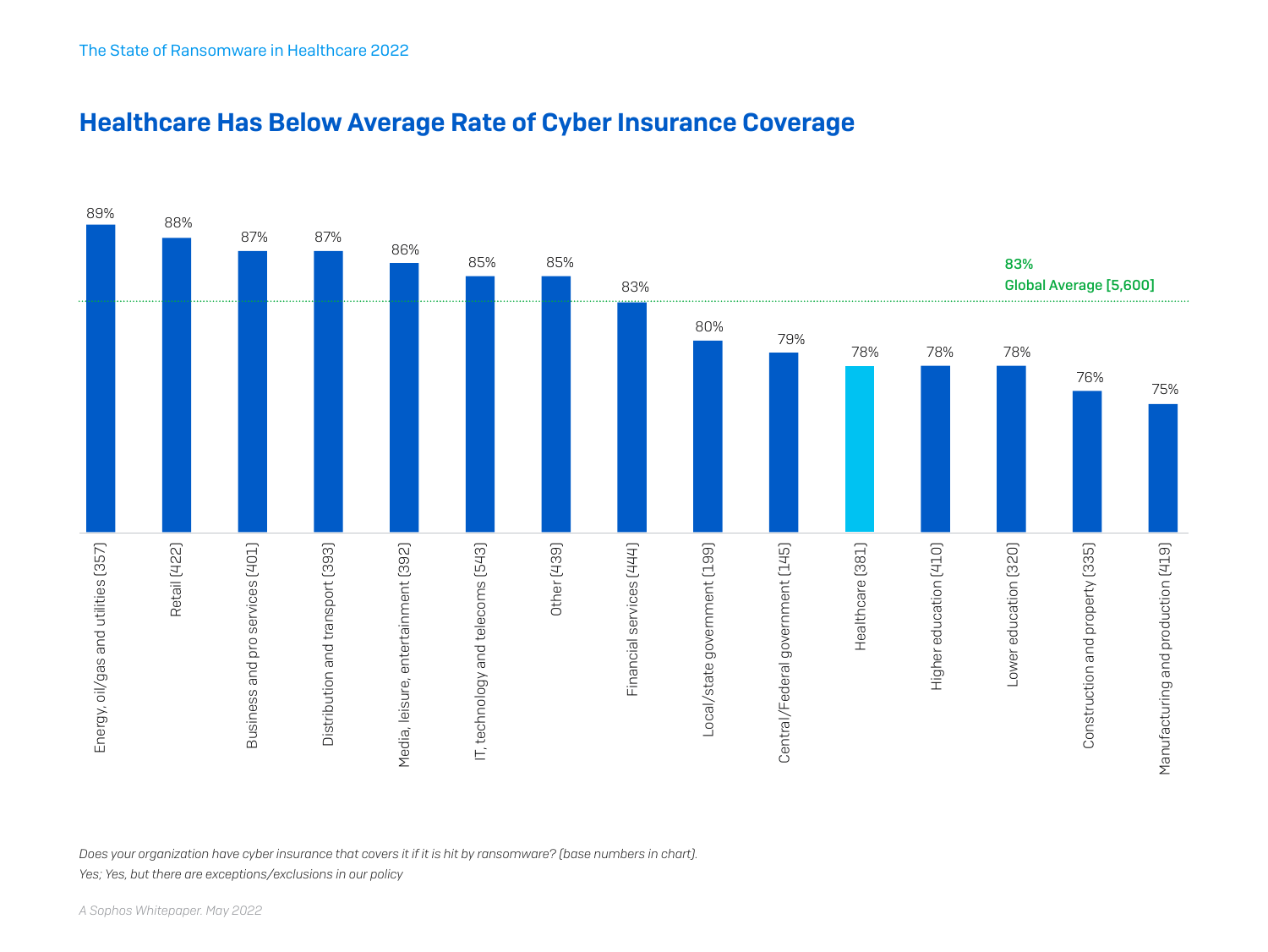## Healthcare Has Below Average Rate of Cyber Insurance Coverage

| Sector | Coverage |
|---|---|
| Energy, oil/gas and utilities (357) | 89% |
| Retail (422) | 88% |
| Business and pro services (401) | 87% |
| Distribution and transport (393) | 87% |
| Media, leisure, entertainment (392) | 86% |
| IT, technology and telecoms (543) | 85% |
| Other (439) | 85% |
| Financial services (444) | 83% |
| Local/state government (199) | 80% |
| Central/Federal government (145) | 79% |
| Healthcare (381) | 78% |
| Higher education (410) | 78% |
| Lower education (320) | 78% |
| Construction and property (335) | 76% |
| Manufacturing and production (419) | 75% |

83% Global Average [5,600]

*Does your organization have cyber insurance that covers it if it is hit by ransomware? (base numbers in chart).*
*Yes; Yes, but there are exceptions/exclusions in our policy*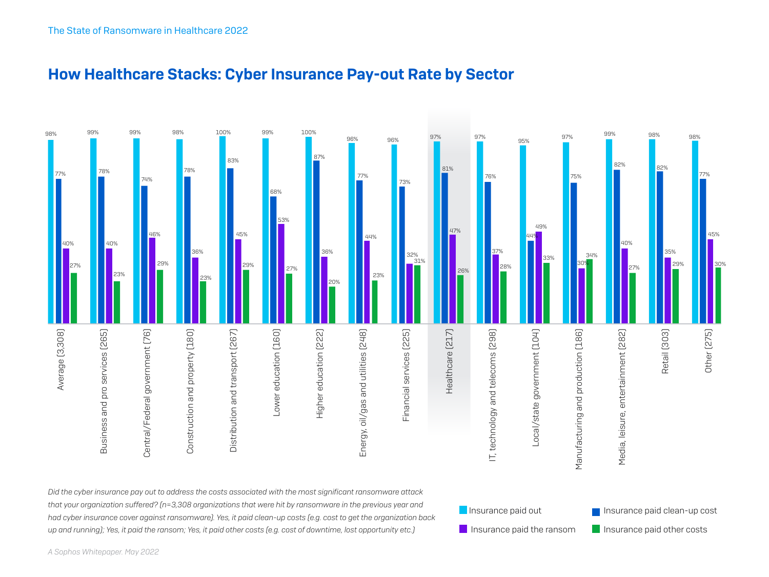## How Healthcare Stacks: Cyber Insurance Pay-out Rate by Sector

| Sector | Insurance paid out | Insurance paid clean-up cost | Insurance paid the ransom | Insurance paid other costs |
|---|---|---|---|---|
| Average (3,308) | 98% | 77% | 40% | 27% |
| Business and pro services (265) | 99% | 78% | 40% | 23% |
| Central/Federal government (76) | 99% | 74% | 46% | 29% |
| Construction and property (180) | 98% | 78% | 36% | 23% |
| Distribution and transport (267) | 100% | 83% | 45% | 29% |
| Lower education (160) | 99% | 68% | 53% | 27% |
| Higher education (222) | 100% | 87% | 36% | 20% |
| Energy, oil/gas and utilities (248) | 96% | 77% | 44% | 23% |
| Financial services (225) | 96% | 73% | 32% | 31% |
| Healthcare (217) | 97% | 81% | 47% | 26% |
| IT, technology and telecoms (298) | 97% | 76% | 37% | 28% |
| Local/state government (104) | 95% | 44% | 49% | 33% |
| Manufacturing and production (186) | 97% | 75% | 30% | 34% |
| Media, leisure, entertainment (282) | 99% | 82% | 40% | 27% |
| Retail (303) | 98% | 82% | 35% | 29% |
| Other (275) | 98% | 77% | 45% | 30% |

*Did the cyber insurance pay out to address the costs associated with the most significant ransomware attack that your organization suffered? (n=3,308 organizations that were hit by ransomware in the previous year and had cyber insurance cover against ransomware). Yes, it paid clean-up costs (e.g. cost to get the organization back up and running); Yes, it paid the ransom; Yes, it paid other costs (e.g. cost of downtime, lost opportunity etc.)*

*A Sophos Whitepaper. May 2022*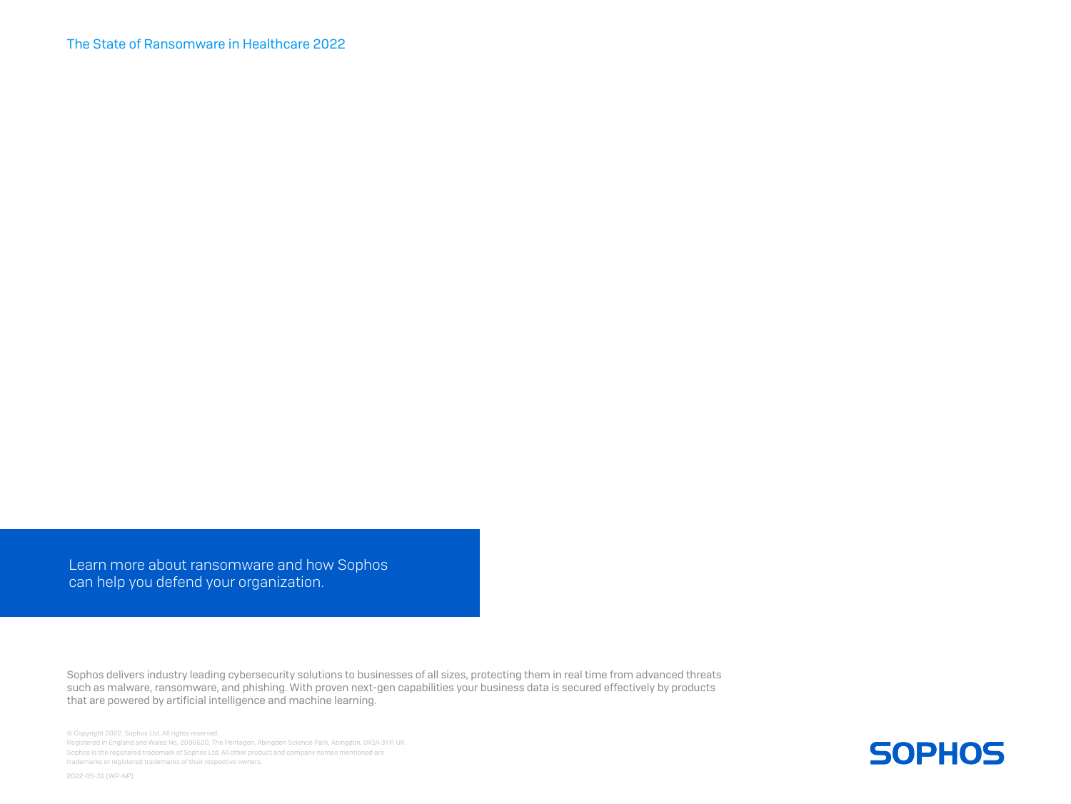Learn more about ransomware and how Sophos can help you defend your organization.

Sophos delivers industry leading cybersecurity solutions to businesses of all sizes, protecting them in real time from advanced threats such as malware, ransomware, and phishing. With proven next-gen capabilities your business data is secured effectively by products that are powered by artificial intelligence and machine learning.

© Copyright 2022. Sophos Ltd. All rights reserved.
Registered in England and Wales No. 2096520, The Pentagon, Abingdon Science Park, Abingdon, OX14 3YP, UK
Sophos is the registered trademark of Sophos Ltd. All other product and company names mentioned are trademarks or registered trademarks of their respective owners.

2022-05-31 (WP-NP)

SOPHOS